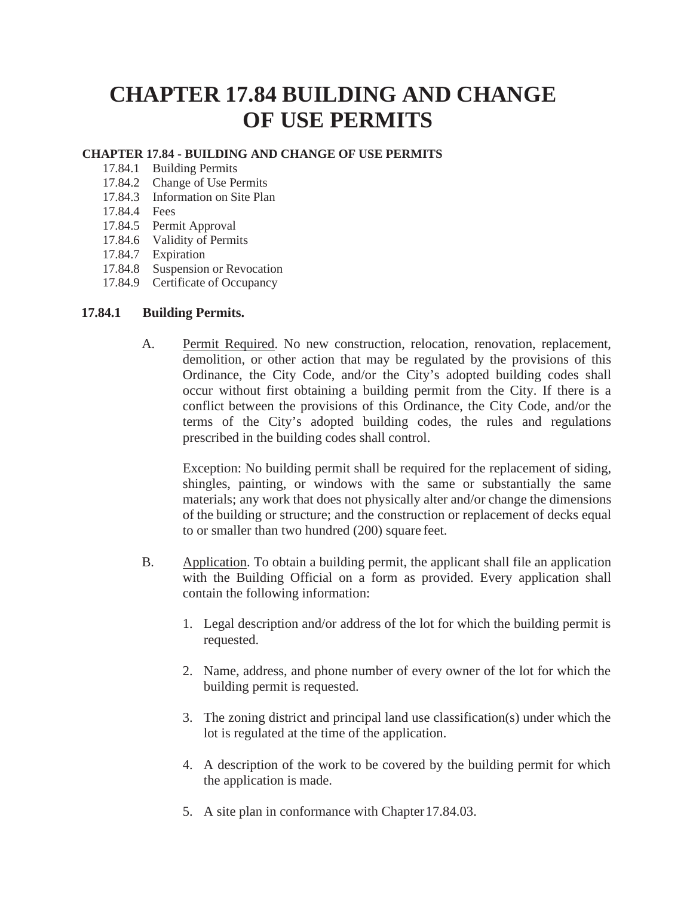# CHAPTER 17.84 BUILDING AND CHANGE OF USE PERMITS

**CHAPTER 17.84 - BUILDING AND CHANGE OF USE PERMITS**

- 17.84.1 Building Permits
- 17.84.2 Change of Use Permits
- 17.84.3 Information on Site Plan
- 17.84.4 Fees
- 17.84.5 Permit Approval
- 17.84.6 Validity of Permits
- 17.84.7 Expiration
- 17.84.8 Suspension or Revocation
- 17.84.9 Certificate of Occupancy

## 17.84.1 Building Permits.

A. Permit Required. No new construction, relocation, renovation, replacement, demolition, or other action that may be regulated by the provisions of this Ordinance, the City Code, and/or the City's adopted building codes shall occur without first obtaining a building permit from the City. If there is a conflict between the provisions of this Ordinance, the City Code, and/or the terms of the City's adopted building codes, the rules and regulations prescribed in the building codes shall control.

Exception: No building permit shall be required for the replacement of siding, shingles, painting, or windows with the same or substantially the same materials; any work that does not physically alter and/or change the dimensions of the building or structure; and the construction or replacement of decks equal to or smaller than two hundred (200) square feet.

B. Application. To obtain a building permit, the applicant shall file an application with the Building Official on a form as provided. Every application shall contain the following information:

1. Legal description and/or address of the lot for which the building permit is requested.

2. Name, address, and phone number of every owner of the lot for which the building permit is requested.

3. The zoning district and principal land use classification(s) under which the lot is regulated at the time of the application.

4. A description of the work to be covered by the building permit for which the application is made.

5. A site plan in conformance with Chapter 17.84.03.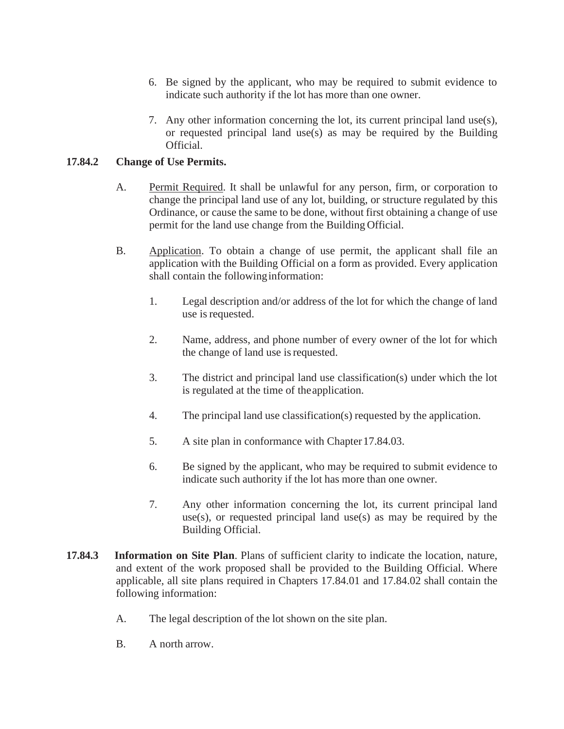6. Be signed by the applicant, who may be required to submit evidence to indicate such authority if the lot has more than one owner.

7. Any other information concerning the lot, its current principal land use(s), or requested principal land use(s) as may be required by the Building Official.

**17.84.2 Change of Use Permits.**

A. Permit Required. It shall be unlawful for any person, firm, or corporation to change the principal land use of any lot, building, or structure regulated by this Ordinance, or cause the same to be done, without first obtaining a change of use permit for the land use change from the Building Official.

B. Application. To obtain a change of use permit, the applicant shall file an application with the Building Official on a form as provided. Every application shall contain the following information:

1. Legal description and/or address of the lot for which the change of land use is requested.

2. Name, address, and phone number of every owner of the lot for which the change of land use is requested.

3. The district and principal land use classification(s) under which the lot is regulated at the time of the application.

4. The principal land use classification(s) requested by the application.

5. A site plan in conformance with Chapter 17.84.03.

6. Be signed by the applicant, who may be required to submit evidence to indicate such authority if the lot has more than one owner.

7. Any other information concerning the lot, its current principal land use(s), or requested principal land use(s) as may be required by the Building Official.

**17.84.3 Information on Site Plan**. Plans of sufficient clarity to indicate the location, nature, and extent of the work proposed shall be provided to the Building Official. Where applicable, all site plans required in Chapters 17.84.01 and 17.84.02 shall contain the following information:

A. The legal description of the lot shown on the site plan.

B. A north arrow.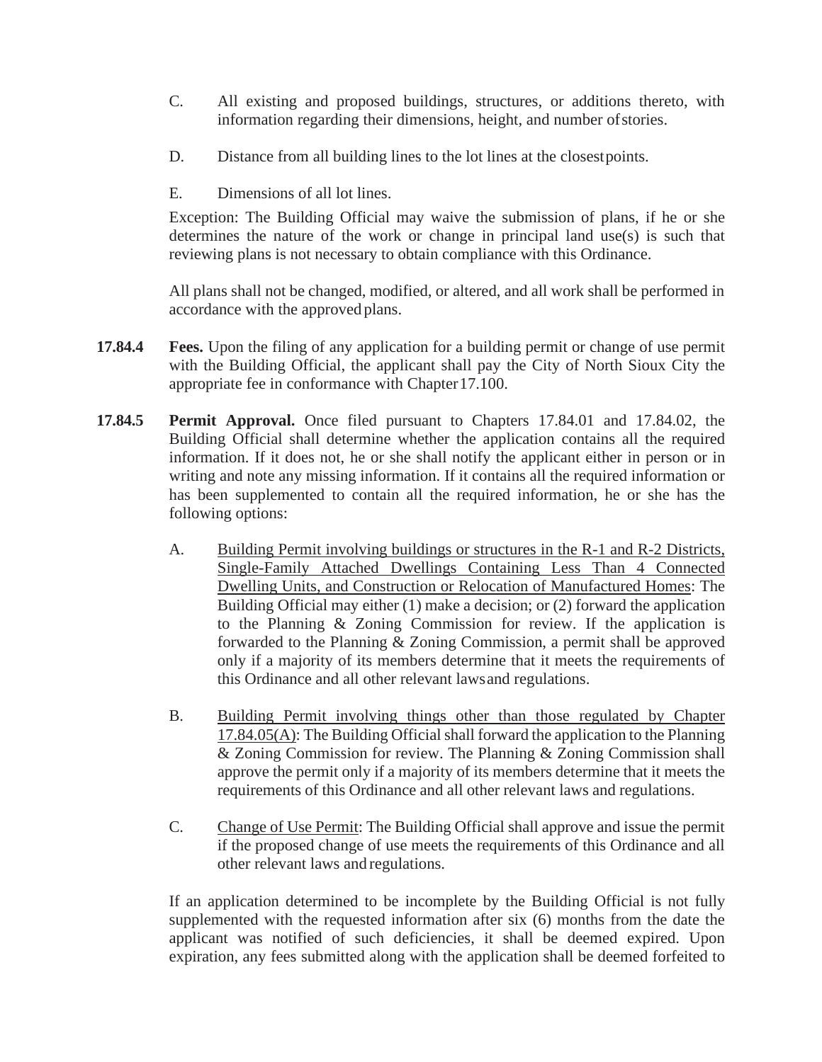C. All existing and proposed buildings, structures, or additions thereto, with information regarding their dimensions, height, and number of stories.

D. Distance from all building lines to the lot lines at the closest points.

E. Dimensions of all lot lines.

Exception: The Building Official may waive the submission of plans, if he or she determines the nature of the work or change in principal land use(s) is such that reviewing plans is not necessary to obtain compliance with this Ordinance.

All plans shall not be changed, modified, or altered, and all work shall be performed in accordance with the approved plans.

**17.84.4 Fees.** Upon the filing of any application for a building permit or change of use permit with the Building Official, the applicant shall pay the City of North Sioux City the appropriate fee in conformance with Chapter 17.100.

**17.84.5 Permit Approval.** Once filed pursuant to Chapters 17.84.01 and 17.84.02, the Building Official shall determine whether the application contains all the required information. If it does not, he or she shall notify the applicant either in person or in writing and note any missing information. If it contains all the required information or has been supplemented to contain all the required information, he or she has the following options:

A. <u>Building Permit involving buildings or structures in the R-1 and R-2 Districts, Single-Family Attached Dwellings Containing Less Than 4 Connected Dwelling Units, and Construction or Relocation of Manufactured Homes</u>: The Building Official may either (1) make a decision; or (2) forward the application to the Planning & Zoning Commission for review. If the application is forwarded to the Planning & Zoning Commission, a permit shall be approved only if a majority of its members determine that it meets the requirements of this Ordinance and all other relevant laws and regulations.

B. <u>Building Permit involving things other than those regulated by Chapter 17.84.05(A)</u>: The Building Official shall forward the application to the Planning & Zoning Commission for review. The Planning & Zoning Commission shall approve the permit only if a majority of its members determine that it meets the requirements of this Ordinance and all other relevant laws and regulations.

C. <u>Change of Use Permit</u>: The Building Official shall approve and issue the permit if the proposed change of use meets the requirements of this Ordinance and all other relevant laws and regulations.

If an application determined to be incomplete by the Building Official is not fully supplemented with the requested information after six (6) months from the date the applicant was notified of such deficiencies, it shall be deemed expired. Upon expiration, any fees submitted along with the application shall be deemed forfeited to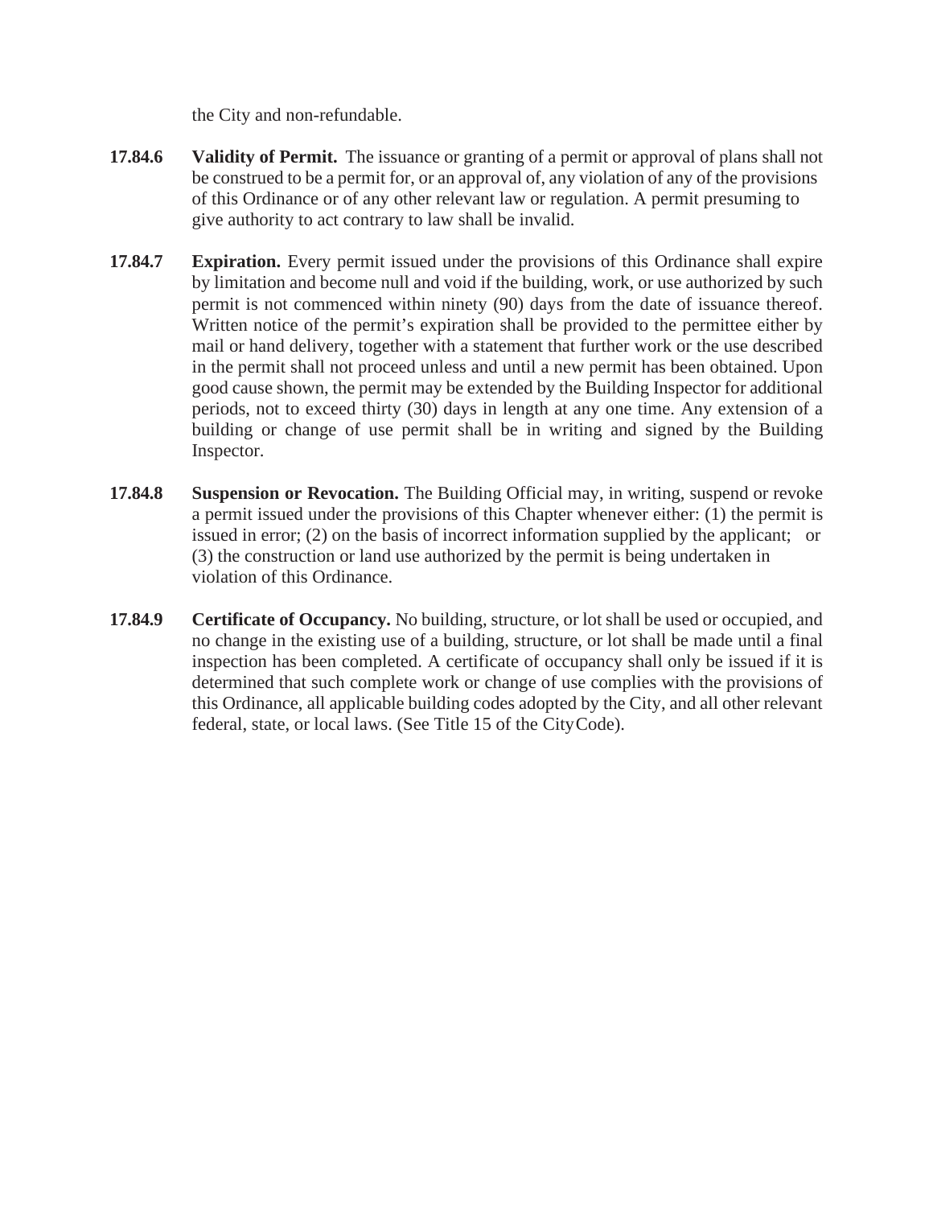the City and non-refundable.

**17.84.6 Validity of Permit.** The issuance or granting of a permit or approval of plans shall not be construed to be a permit for, or an approval of, any violation of any of the provisions of this Ordinance or of any other relevant law or regulation. A permit presuming to give authority to act contrary to law shall be invalid.

**17.84.7 Expiration.** Every permit issued under the provisions of this Ordinance shall expire by limitation and become null and void if the building, work, or use authorized by such permit is not commenced within ninety (90) days from the date of issuance thereof. Written notice of the permit's expiration shall be provided to the permittee either by mail or hand delivery, together with a statement that further work or the use described in the permit shall not proceed unless and until a new permit has been obtained. Upon good cause shown, the permit may be extended by the Building Inspector for additional periods, not to exceed thirty (30) days in length at any one time. Any extension of a building or change of use permit shall be in writing and signed by the Building Inspector.

**17.84.8 Suspension or Revocation.** The Building Official may, in writing, suspend or revoke a permit issued under the provisions of this Chapter whenever either: (1) the permit is issued in error; (2) on the basis of incorrect information supplied by the applicant; or (3) the construction or land use authorized by the permit is being undertaken in violation of this Ordinance.

**17.84.9 Certificate of Occupancy.** No building, structure, or lot shall be used or occupied, and no change in the existing use of a building, structure, or lot shall be made until a final inspection has been completed. A certificate of occupancy shall only be issued if it is determined that such complete work or change of use complies with the provisions of this Ordinance, all applicable building codes adopted by the City, and all other relevant federal, state, or local laws. (See Title 15 of the CityCode).